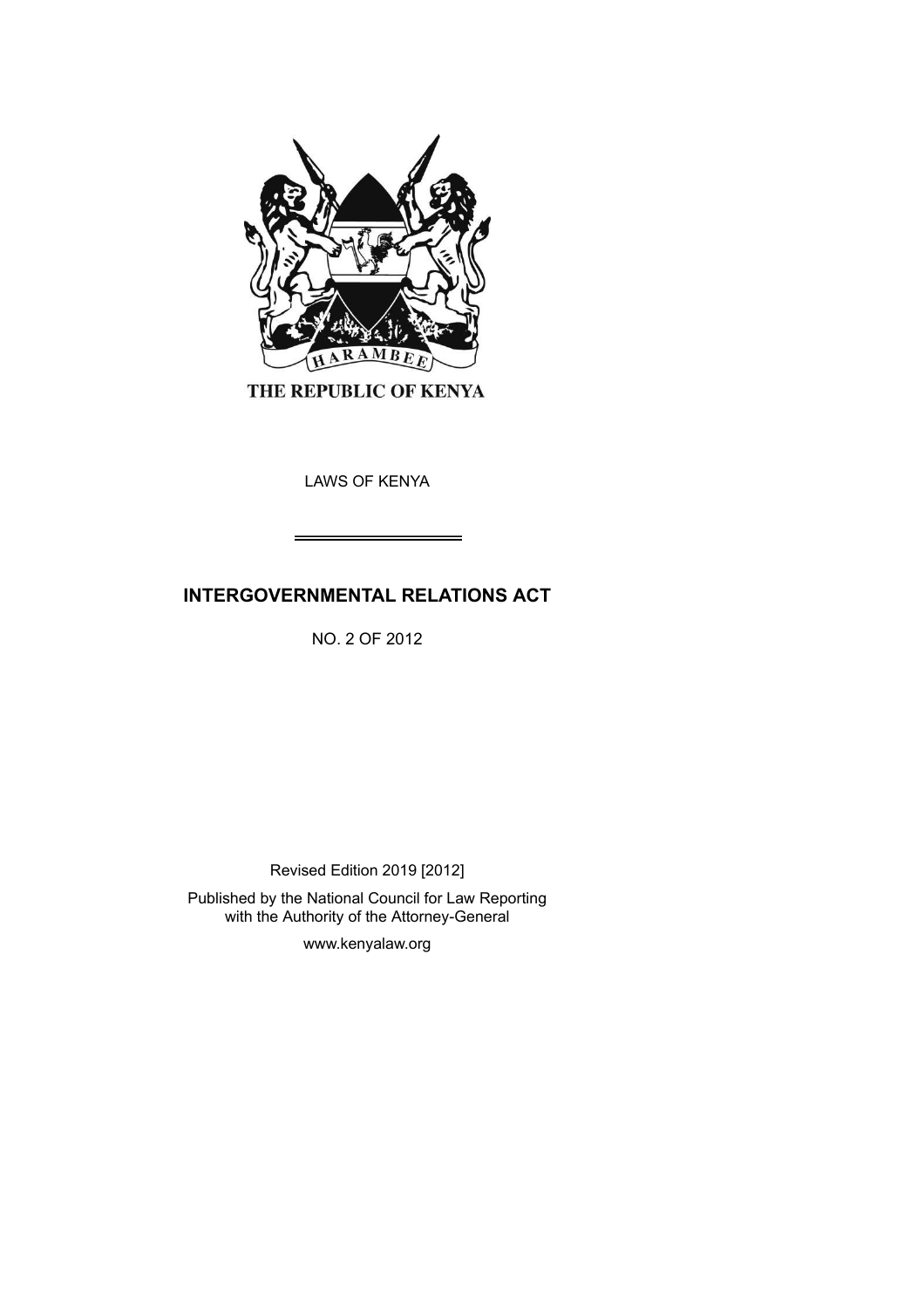THE REPUBLIC OF KENYA

LAWS OF KENYA

# INTERGOVERNMENTAL RELATIONS ACT

NO. 2 OF 2012

Revised Edition 2019 [2012]

Published by the National Council for Law Reporting with the Authority of the Attorney-General

www.kenyalaw.org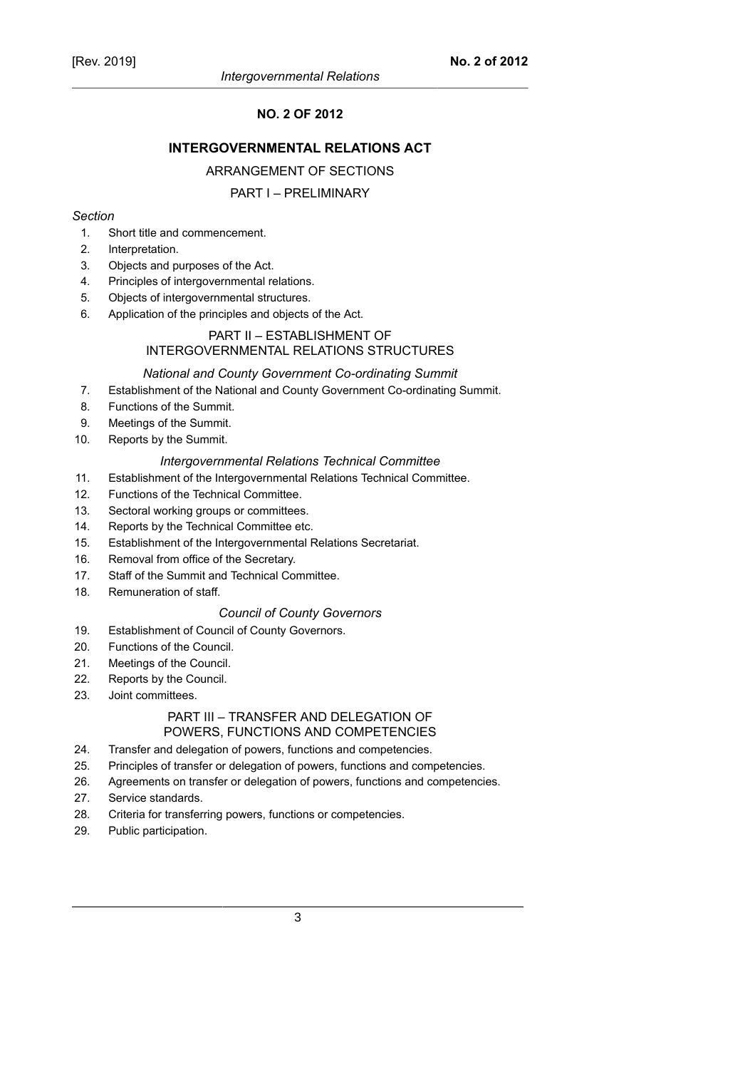**NO. 2 OF 2012**

# INTERGOVERNMENTAL RELATIONS ACT

ARRANGEMENT OF SECTIONS

## PART I – PRELIMINARY

*Section*

1. Short title and commencement.
2. Interpretation.
3. Objects and purposes of the Act.
4. Principles of intergovernmental relations.
5. Objects of intergovernmental structures.
6. Application of the principles and objects of the Act.

## PART II – ESTABLISHMENT OF INTERGOVERNMENTAL RELATIONS STRUCTURES

*National and County Government Co-ordinating Summit*

7. Establishment of the National and County Government Co-ordinating Summit.
8. Functions of the Summit.
9. Meetings of the Summit.
10. Reports by the Summit.

*Intergovernmental Relations Technical Committee*

11. Establishment of the Intergovernmental Relations Technical Committee.
12. Functions of the Technical Committee.
13. Sectoral working groups or committees.
14. Reports by the Technical Committee etc.
15. Establishment of the Intergovernmental Relations Secretariat.
16. Removal from office of the Secretary.
17. Staff of the Summit and Technical Committee.
18. Remuneration of staff.

*Council of County Governors*

19. Establishment of Council of County Governors.
20. Functions of the Council.
21. Meetings of the Council.
22. Reports by the Council.
23. Joint committees.

## PART III – TRANSFER AND DELEGATION OF POWERS, FUNCTIONS AND COMPETENCIES

24. Transfer and delegation of powers, functions and competencies.
25. Principles of transfer or delegation of powers, functions and competencies.
26. Agreements on transfer or delegation of powers, functions and competencies.
27. Service standards.
28. Criteria for transferring powers, functions or competencies.
29. Public participation.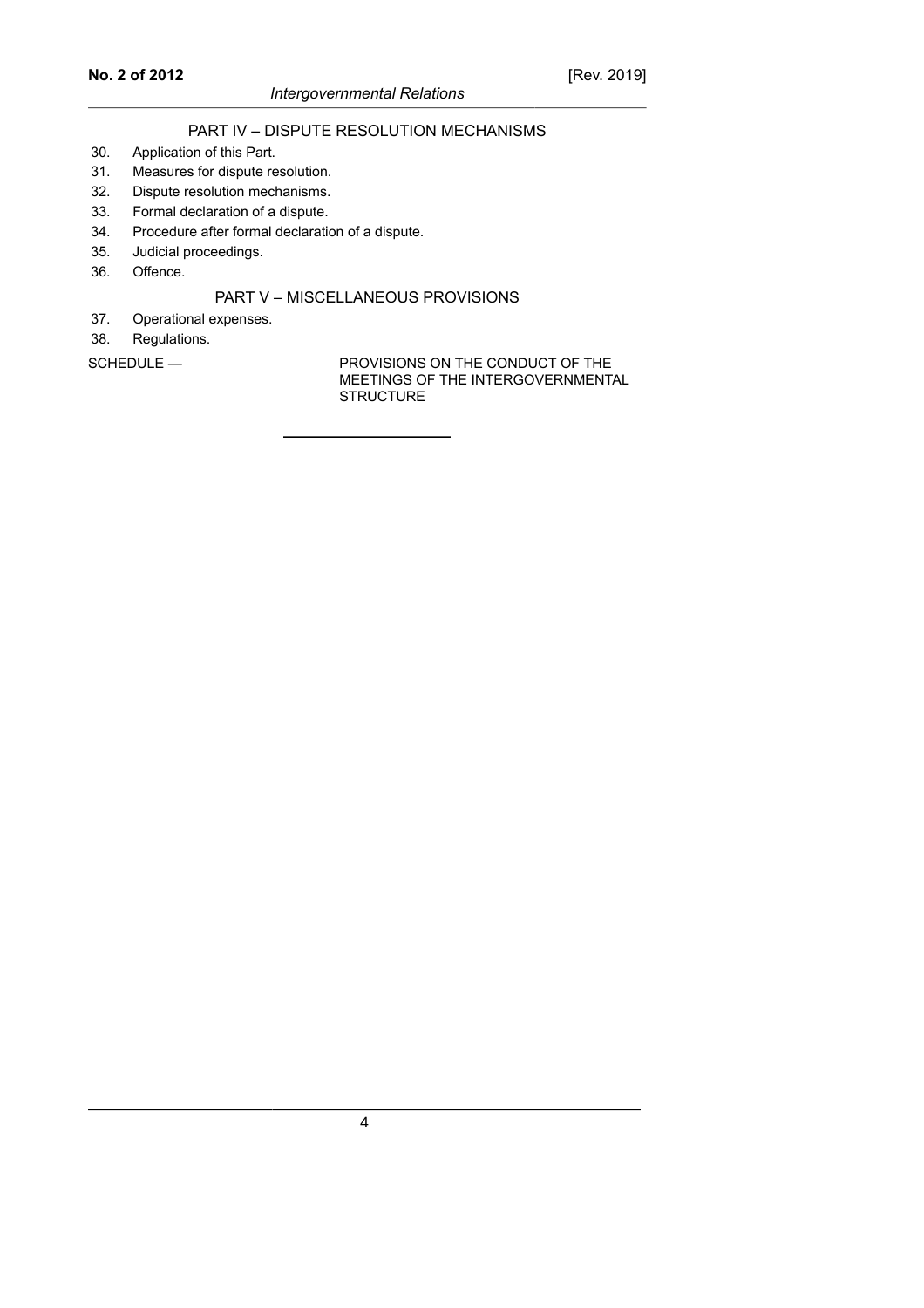## PART IV – DISPUTE RESOLUTION MECHANISMS

30. Application of this Part.
31. Measures for dispute resolution.
32. Dispute resolution mechanisms.
33. Formal declaration of a dispute.
34. Procedure after formal declaration of a dispute.
35. Judicial proceedings.
36. Offence.

## PART V – MISCELLANEOUS PROVISIONS

37. Operational expenses.
38. Regulations.

SCHEDULE — PROVISIONS ON THE CONDUCT OF THE MEETINGS OF THE INTERGOVERNMENTAL STRUCTURE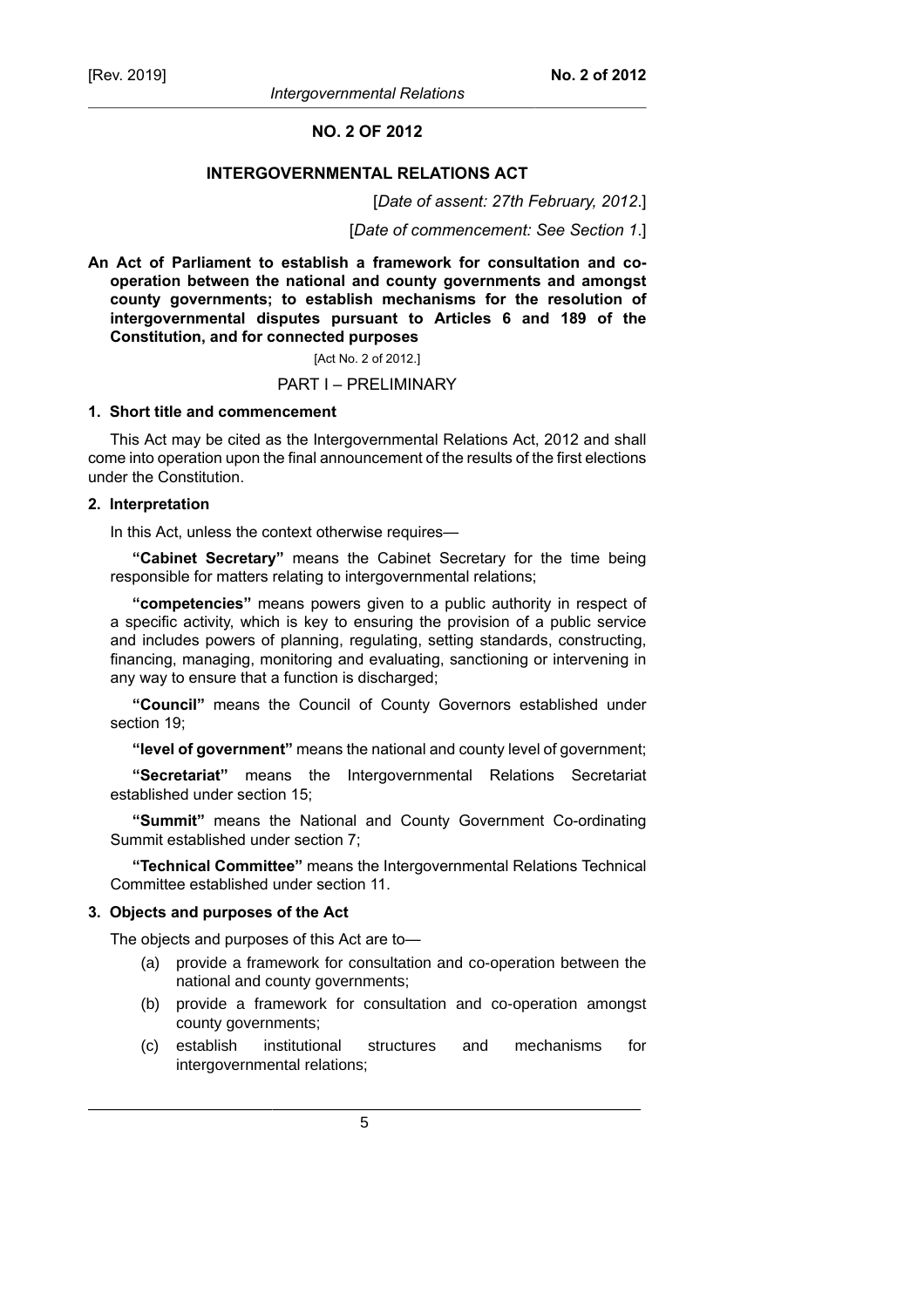## NO. 2 OF 2012

## INTERGOVERNMENTAL RELATIONS ACT

[*Date of assent: 27th February, 2012*.]

[*Date of commencement: See Section 1*.]

**An Act of Parliament to establish a framework for consultation and co-operation between the national and county governments and amongst county governments; to establish mechanisms for the resolution of intergovernmental disputes pursuant to Articles 6 and 189 of the Constitution, and for connected purposes**

[Act No. 2 of 2012.]

PART I – PRELIMINARY

### 1. Short title and commencement

This Act may be cited as the Intergovernmental Relations Act, 2012 and shall come into operation upon the final announcement of the results of the first elections under the Constitution.

### 2. Interpretation

In this Act, unless the context otherwise requires—

**"Cabinet Secretary"** means the Cabinet Secretary for the time being responsible for matters relating to intergovernmental relations;

**"competencies"** means powers given to a public authority in respect of a specific activity, which is key to ensuring the provision of a public service and includes powers of planning, regulating, setting standards, constructing, financing, managing, monitoring and evaluating, sanctioning or intervening in any way to ensure that a function is discharged;

**"Council"** means the Council of County Governors established under section 19;

**"level of government"** means the national and county level of government;

**"Secretariat"** means the Intergovernmental Relations Secretariat established under section 15;

**"Summit"** means the National and County Government Co-ordinating Summit established under section 7;

**"Technical Committee"** means the Intergovernmental Relations Technical Committee established under section 11.

### 3. Objects and purposes of the Act

The objects and purposes of this Act are to—

(a) provide a framework for consultation and co-operation between the national and county governments;

(b) provide a framework for consultation and co-operation amongst county governments;

(c) establish institutional structures and mechanisms for intergovernmental relations;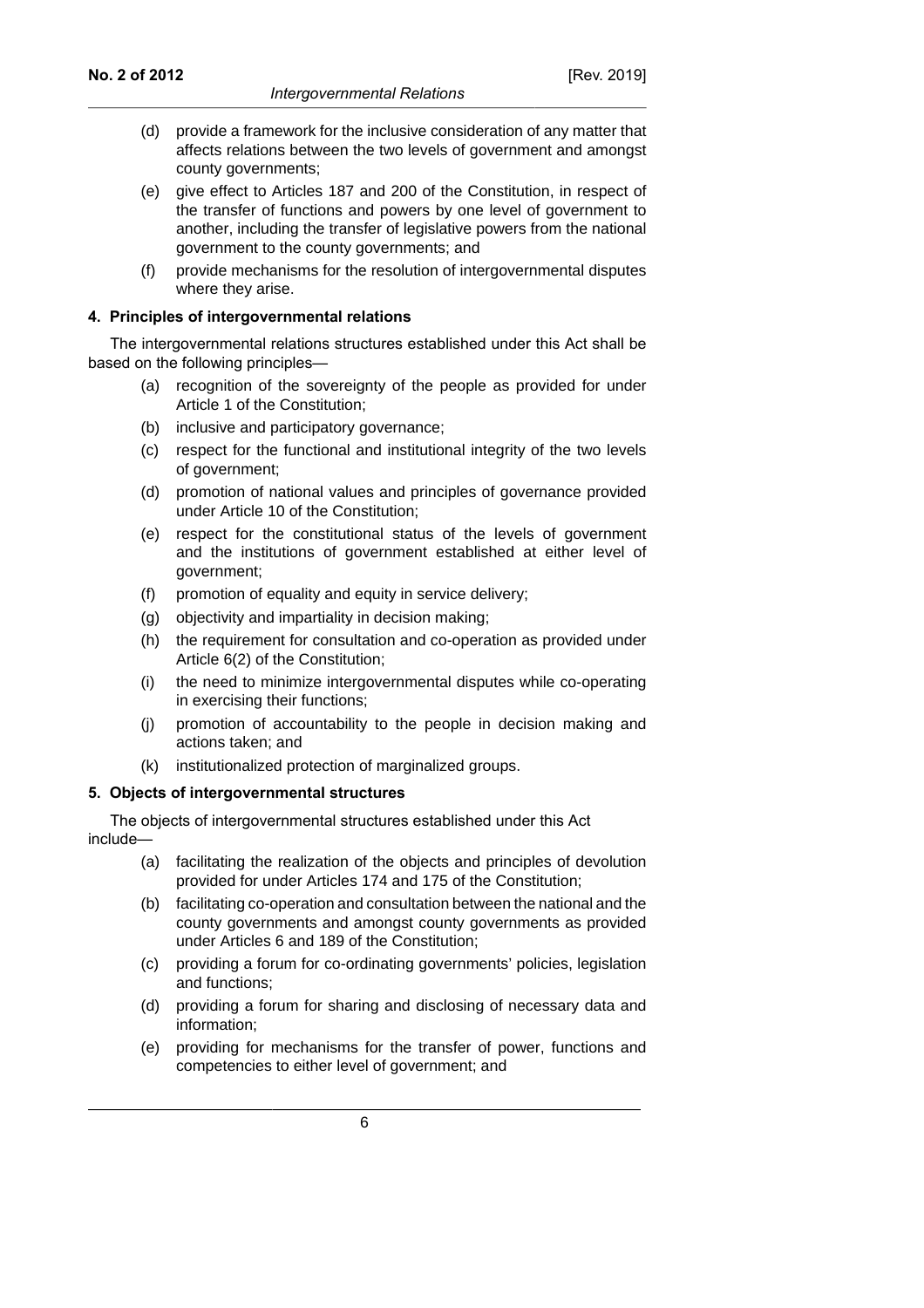(d) provide a framework for the inclusive consideration of any matter that affects relations between the two levels of government and amongst county governments;

(e) give effect to Articles 187 and 200 of the Constitution, in respect of the transfer of functions and powers by one level of government to another, including the transfer of legislative powers from the national government to the county governments; and

(f) provide mechanisms for the resolution of intergovernmental disputes where they arise.

**4. Principles of intergovernmental relations**

The intergovernmental relations structures established under this Act shall be based on the following principles—

(a) recognition of the sovereignty of the people as provided for under Article 1 of the Constitution;

(b) inclusive and participatory governance;

(c) respect for the functional and institutional integrity of the two levels of government;

(d) promotion of national values and principles of governance provided under Article 10 of the Constitution;

(e) respect for the constitutional status of the levels of government and the institutions of government established at either level of government;

(f) promotion of equality and equity in service delivery;

(g) objectivity and impartiality in decision making;

(h) the requirement for consultation and co-operation as provided under Article 6(2) of the Constitution;

(i) the need to minimize intergovernmental disputes while co-operating in exercising their functions;

(j) promotion of accountability to the people in decision making and actions taken; and

(k) institutionalized protection of marginalized groups.

**5. Objects of intergovernmental structures**

The objects of intergovernmental structures established under this Act include—

(a) facilitating the realization of the objects and principles of devolution provided for under Articles 174 and 175 of the Constitution;

(b) facilitating co-operation and consultation between the national and the county governments and amongst county governments as provided under Articles 6 and 189 of the Constitution;

(c) providing a forum for co-ordinating governments' policies, legislation and functions;

(d) providing a forum for sharing and disclosing of necessary data and information;

(e) providing for mechanisms for the transfer of power, functions and competencies to either level of government; and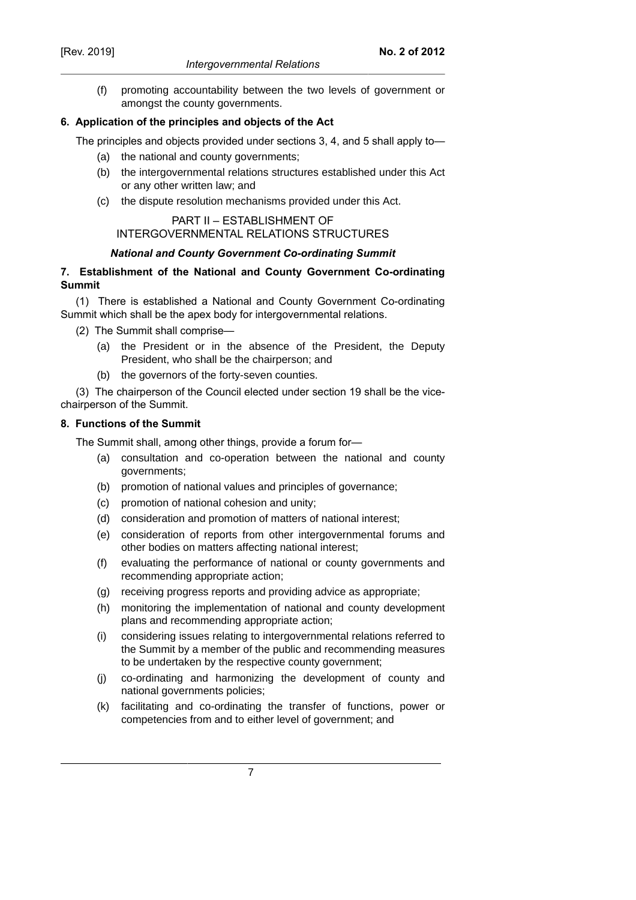(f) promoting accountability between the two levels of government or amongst the county governments.

**6. Application of the principles and objects of the Act**

The principles and objects provided under sections 3, 4, and 5 shall apply to—

(a) the national and county governments;

(b) the intergovernmental relations structures established under this Act or any other written law; and

(c) the dispute resolution mechanisms provided under this Act.

## PART II – ESTABLISHMENT OF INTERGOVERNMENTAL RELATIONS STRUCTURES

***National and County Government Co-ordinating Summit***

**7. Establishment of the National and County Government Co-ordinating Summit**

(1) There is established a National and County Government Co-ordinating Summit which shall be the apex body for intergovernmental relations.

(2) The Summit shall comprise—

(a) the President or in the absence of the President, the Deputy President, who shall be the chairperson; and

(b) the governors of the forty-seven counties.

(3) The chairperson of the Council elected under section 19 shall be the vice-chairperson of the Summit.

**8. Functions of the Summit**

The Summit shall, among other things, provide a forum for—

(a) consultation and co-operation between the national and county governments;

(b) promotion of national values and principles of governance;

(c) promotion of national cohesion and unity;

(d) consideration and promotion of matters of national interest;

(e) consideration of reports from other intergovernmental forums and other bodies on matters affecting national interest;

(f) evaluating the performance of national or county governments and recommending appropriate action;

(g) receiving progress reports and providing advice as appropriate;

(h) monitoring the implementation of national and county development plans and recommending appropriate action;

(i) considering issues relating to intergovernmental relations referred to the Summit by a member of the public and recommending measures to be undertaken by the respective county government;

(j) co-ordinating and harmonizing the development of county and national governments policies;

(k) facilitating and co-ordinating the transfer of functions, power or competencies from and to either level of government; and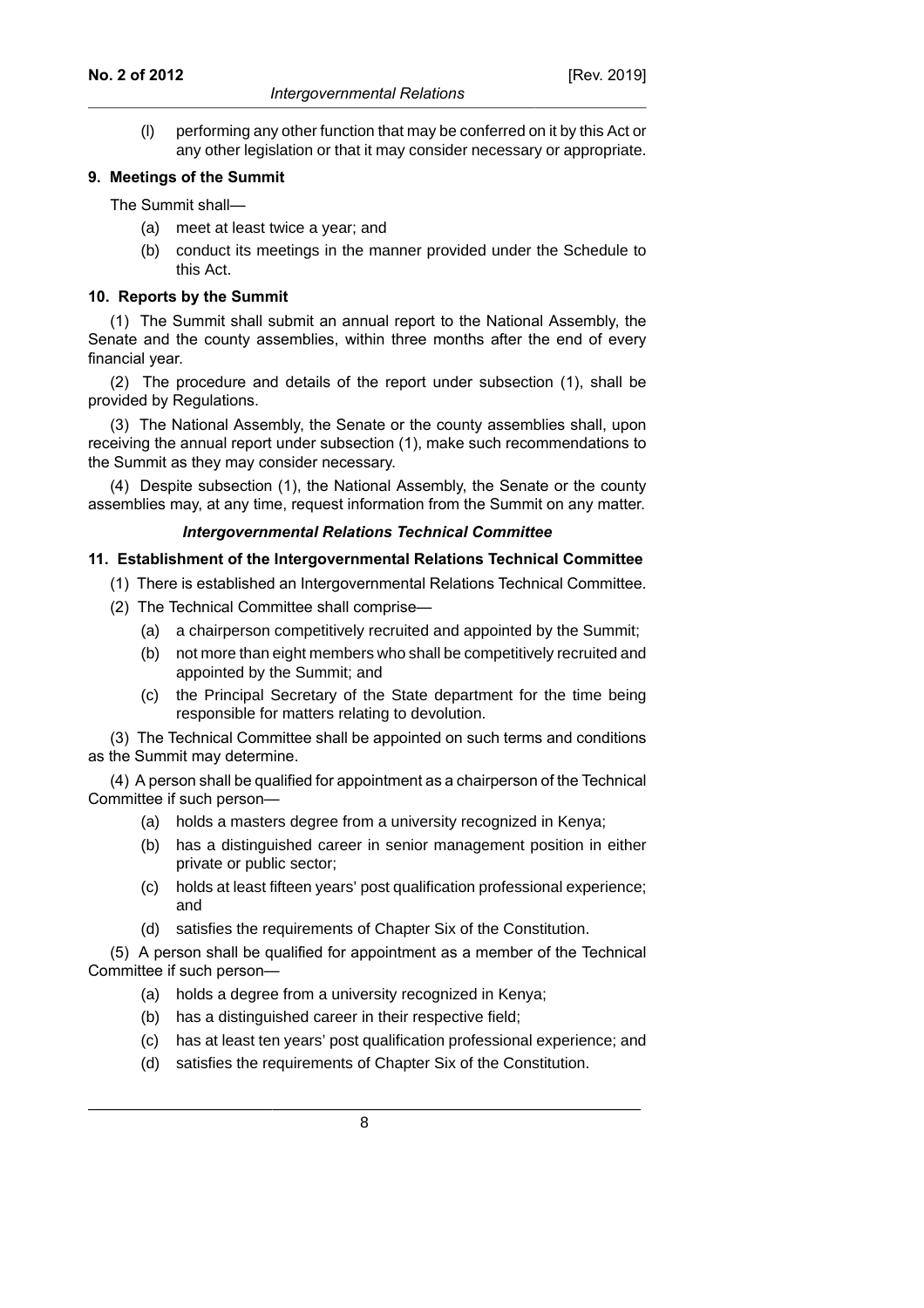(l) performing any other function that may be conferred on it by this Act or any other legislation or that it may consider necessary or appropriate.

**9. Meetings of the Summit**

The Summit shall—

(a) meet at least twice a year; and

(b) conduct its meetings in the manner provided under the Schedule to this Act.

**10. Reports by the Summit**

(1) The Summit shall submit an annual report to the National Assembly, the Senate and the county assemblies, within three months after the end of every financial year.

(2) The procedure and details of the report under subsection (1), shall be provided by Regulations.

(3) The National Assembly, the Senate or the county assemblies shall, upon receiving the annual report under subsection (1), make such recommendations to the Summit as they may consider necessary.

(4) Despite subsection (1), the National Assembly, the Senate or the county assemblies may, at any time, request information from the Summit on any matter.

***Intergovernmental Relations Technical Committee***

**11. Establishment of the Intergovernmental Relations Technical Committee**

(1) There is established an Intergovernmental Relations Technical Committee.

(2) The Technical Committee shall comprise—

(a) a chairperson competitively recruited and appointed by the Summit;

(b) not more than eight members who shall be competitively recruited and appointed by the Summit; and

(c) the Principal Secretary of the State department for the time being responsible for matters relating to devolution.

(3) The Technical Committee shall be appointed on such terms and conditions as the Summit may determine.

(4) A person shall be qualified for appointment as a chairperson of the Technical Committee if such person—

(a) holds a masters degree from a university recognized in Kenya;

(b) has a distinguished career in senior management position in either private or public sector;

(c) holds at least fifteen years' post qualification professional experience; and

(d) satisfies the requirements of Chapter Six of the Constitution.

(5) A person shall be qualified for appointment as a member of the Technical Committee if such person—

(a) holds a degree from a university recognized in Kenya;

(b) has a distinguished career in their respective field;

(c) has at least ten years' post qualification professional experience; and

(d) satisfies the requirements of Chapter Six of the Constitution.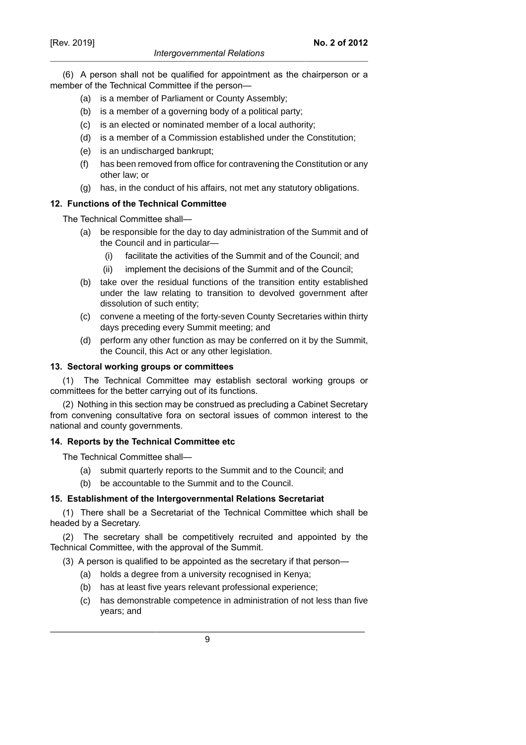(6) A person shall not be qualified for appointment as the chairperson or a member of the Technical Committee if the person—

- (a) is a member of Parliament or County Assembly;
- (b) is a member of a governing body of a political party;
- (c) is an elected or nominated member of a local authority;
- (d) is a member of a Commission established under the Constitution;
- (e) is an undischarged bankrupt;
- (f) has been removed from office for contravening the Constitution or any other law; or
- (g) has, in the conduct of his affairs, not met any statutory obligations.

### 12. Functions of the Technical Committee

The Technical Committee shall—

- (a) be responsible for the day to day administration of the Summit and of the Council and in particular—
  - (i) facilitate the activities of the Summit and of the Council; and
  - (ii) implement the decisions of the Summit and of the Council;
- (b) take over the residual functions of the transition entity established under the law relating to transition to devolved government after dissolution of such entity;
- (c) convene a meeting of the forty-seven County Secretaries within thirty days preceding every Summit meeting; and
- (d) perform any other function as may be conferred on it by the Summit, the Council, this Act or any other legislation.

### 13. Sectoral working groups or committees

(1) The Technical Committee may establish sectoral working groups or committees for the better carrying out of its functions.

(2) Nothing in this section may be construed as precluding a Cabinet Secretary from convening consultative fora on sectoral issues of common interest to the national and county governments.

### 14. Reports by the Technical Committee etc

The Technical Committee shall—

- (a) submit quarterly reports to the Summit and to the Council; and
- (b) be accountable to the Summit and to the Council.

### 15. Establishment of the Intergovernmental Relations Secretariat

(1) There shall be a Secretariat of the Technical Committee which shall be headed by a Secretary.

(2) The secretary shall be competitively recruited and appointed by the Technical Committee, with the approval of the Summit.

(3) A person is qualified to be appointed as the secretary if that person—

- (a) holds a degree from a university recognised in Kenya;
- (b) has at least five years relevant professional experience;
- (c) has demonstrable competence in administration of not less than five years; and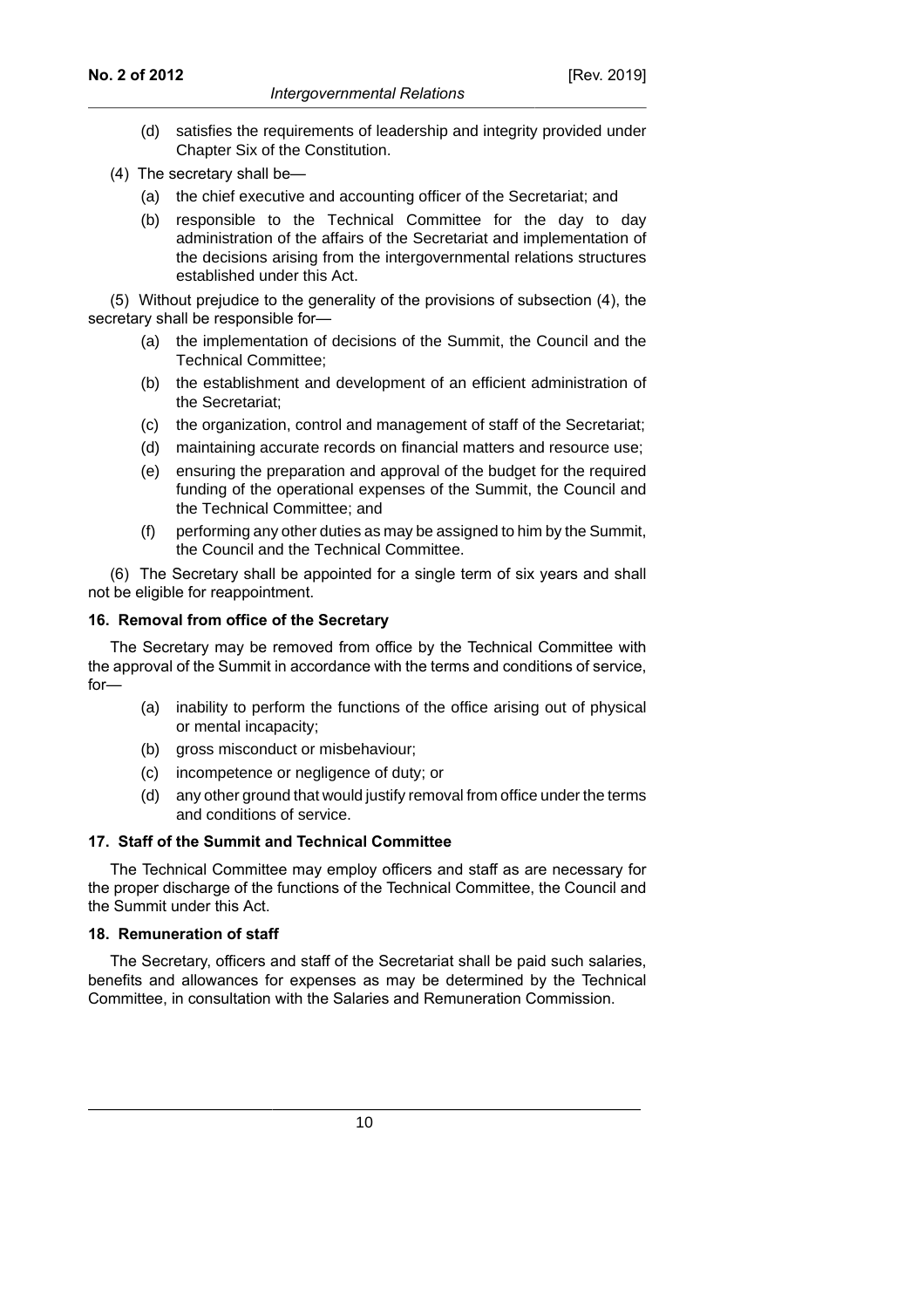(d) satisfies the requirements of leadership and integrity provided under Chapter Six of the Constitution.

(4) The secretary shall be—

(a) the chief executive and accounting officer of the Secretariat; and

(b) responsible to the Technical Committee for the day to day administration of the affairs of the Secretariat and implementation of the decisions arising from the intergovernmental relations structures established under this Act.

(5) Without prejudice to the generality of the provisions of subsection (4), the secretary shall be responsible for—

(a) the implementation of decisions of the Summit, the Council and the Technical Committee;

(b) the establishment and development of an efficient administration of the Secretariat;

(c) the organization, control and management of staff of the Secretariat;

(d) maintaining accurate records on financial matters and resource use;

(e) ensuring the preparation and approval of the budget for the required funding of the operational expenses of the Summit, the Council and the Technical Committee; and

(f) performing any other duties as may be assigned to him by the Summit, the Council and the Technical Committee.

(6) The Secretary shall be appointed for a single term of six years and shall not be eligible for reappointment.

### 16. Removal from office of the Secretary

The Secretary may be removed from office by the Technical Committee with the approval of the Summit in accordance with the terms and conditions of service, for—

(a) inability to perform the functions of the office arising out of physical or mental incapacity;

(b) gross misconduct or misbehaviour;

(c) incompetence or negligence of duty; or

(d) any other ground that would justify removal from office under the terms and conditions of service.

### 17. Staff of the Summit and Technical Committee

The Technical Committee may employ officers and staff as are necessary for the proper discharge of the functions of the Technical Committee, the Council and the Summit under this Act.

### 18. Remuneration of staff

The Secretary, officers and staff of the Secretariat shall be paid such salaries, benefits and allowances for expenses as may be determined by the Technical Committee, in consultation with the Salaries and Remuneration Commission.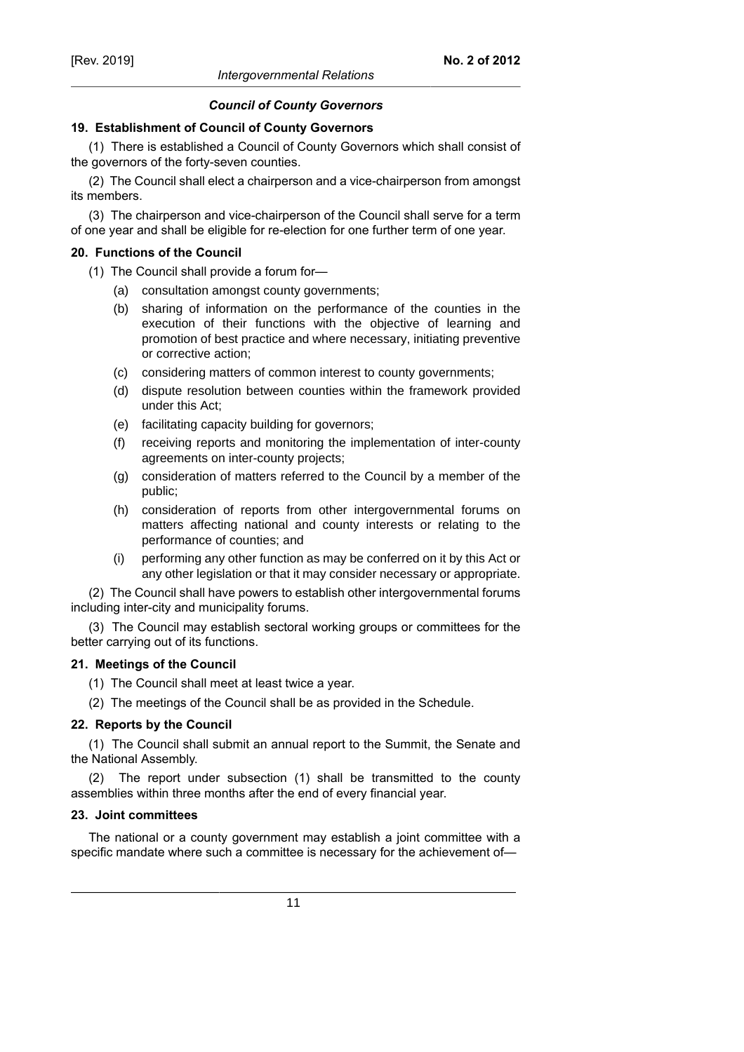### *Council of County Governors*

**19. Establishment of Council of County Governors**

(1) There is established a Council of County Governors which shall consist of the governors of the forty-seven counties.

(2) The Council shall elect a chairperson and a vice-chairperson from amongst its members.

(3) The chairperson and vice-chairperson of the Council shall serve for a term of one year and shall be eligible for re-election for one further term of one year.

**20. Functions of the Council**

(1) The Council shall provide a forum for—

- (a) consultation amongst county governments;
- (b) sharing of information on the performance of the counties in the execution of their functions with the objective of learning and promotion of best practice and where necessary, initiating preventive or corrective action;
- (c) considering matters of common interest to county governments;
- (d) dispute resolution between counties within the framework provided under this Act;
- (e) facilitating capacity building for governors;
- (f) receiving reports and monitoring the implementation of inter-county agreements on inter-county projects;
- (g) consideration of matters referred to the Council by a member of the public;
- (h) consideration of reports from other intergovernmental forums on matters affecting national and county interests or relating to the performance of counties; and
- (i) performing any other function as may be conferred on it by this Act or any other legislation or that it may consider necessary or appropriate.

(2) The Council shall have powers to establish other intergovernmental forums including inter-city and municipality forums.

(3) The Council may establish sectoral working groups or committees for the better carrying out of its functions.

**21. Meetings of the Council**

(1) The Council shall meet at least twice a year.

(2) The meetings of the Council shall be as provided in the Schedule.

**22. Reports by the Council**

(1) The Council shall submit an annual report to the Summit, the Senate and the National Assembly.

(2) The report under subsection (1) shall be transmitted to the county assemblies within three months after the end of every financial year.

**23. Joint committees**

The national or a county government may establish a joint committee with a specific mandate where such a committee is necessary for the achievement of—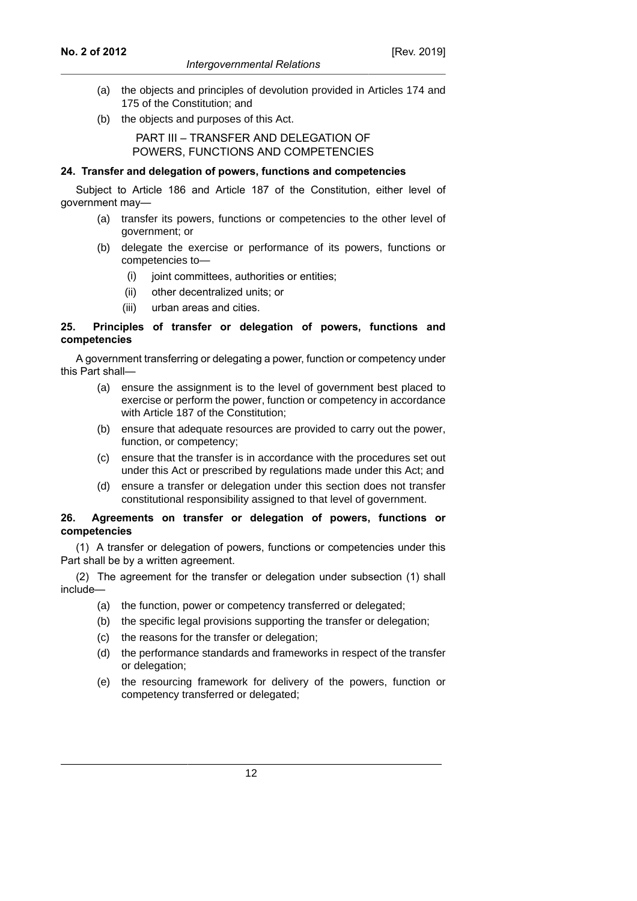(a) the objects and principles of devolution provided in Articles 174 and 175 of the Constitution; and

(b) the objects and purposes of this Act.

## PART III – TRANSFER AND DELEGATION OF POWERS, FUNCTIONS AND COMPETENCIES

**24. Transfer and delegation of powers, functions and competencies**

Subject to Article 186 and Article 187 of the Constitution, either level of government may—

(a) transfer its powers, functions or competencies to the other level of government; or

(b) delegate the exercise or performance of its powers, functions or competencies to—

(i) joint committees, authorities or entities;

(ii) other decentralized units; or

(iii) urban areas and cities.

**25. Principles of transfer or delegation of powers, functions and competencies**

A government transferring or delegating a power, function or competency under this Part shall—

(a) ensure the assignment is to the level of government best placed to exercise or perform the power, function or competency in accordance with Article 187 of the Constitution;

(b) ensure that adequate resources are provided to carry out the power, function, or competency;

(c) ensure that the transfer is in accordance with the procedures set out under this Act or prescribed by regulations made under this Act; and

(d) ensure a transfer or delegation under this section does not transfer constitutional responsibility assigned to that level of government.

**26. Agreements on transfer or delegation of powers, functions or competencies**

(1) A transfer or delegation of powers, functions or competencies under this Part shall be by a written agreement.

(2) The agreement for the transfer or delegation under subsection (1) shall include—

(a) the function, power or competency transferred or delegated;

(b) the specific legal provisions supporting the transfer or delegation;

(c) the reasons for the transfer or delegation;

(d) the performance standards and frameworks in respect of the transfer or delegation;

(e) the resourcing framework for delivery of the powers, function or competency transferred or delegated;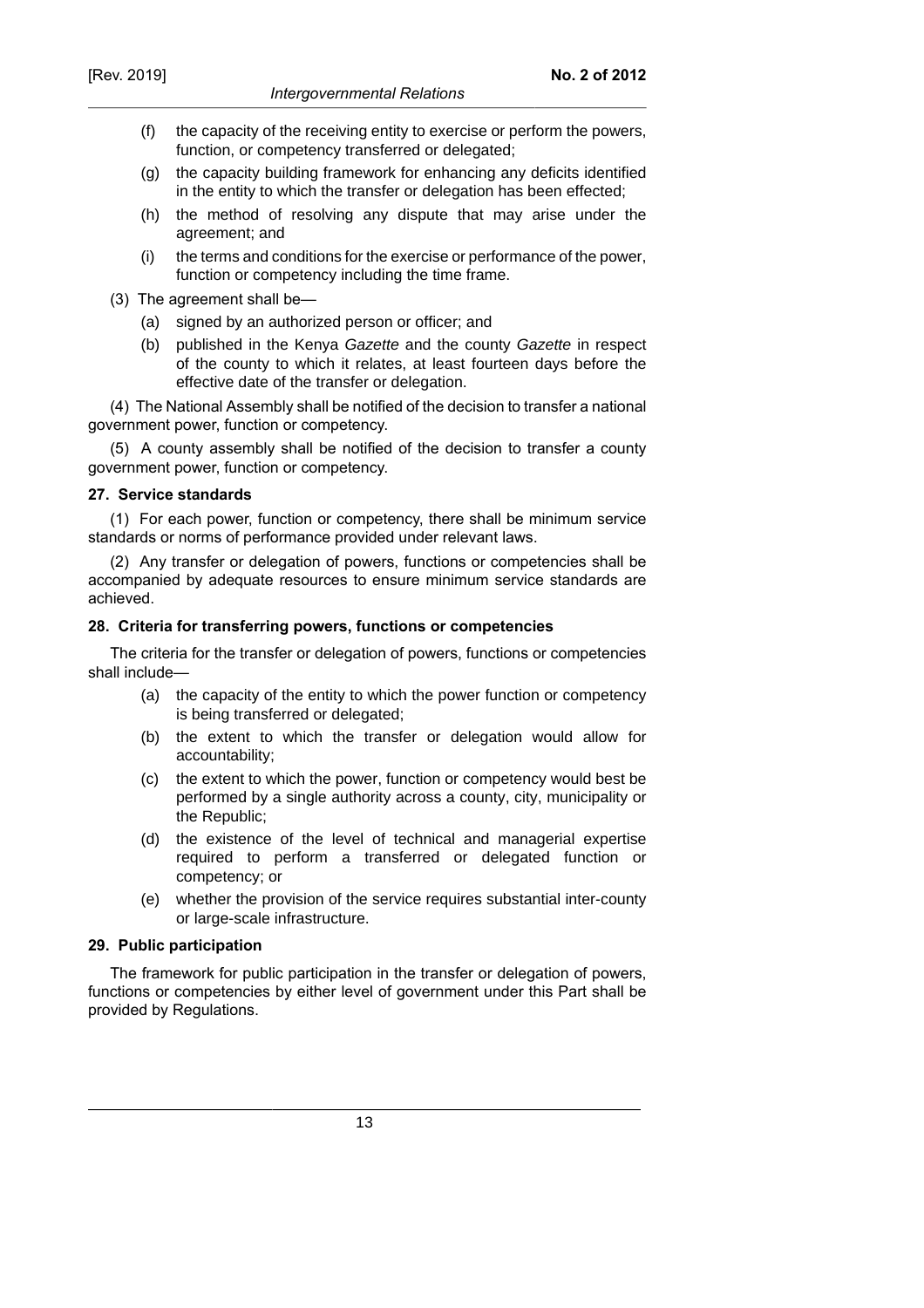(f) the capacity of the receiving entity to exercise or perform the powers, function, or competency transferred or delegated;

(g) the capacity building framework for enhancing any deficits identified in the entity to which the transfer or delegation has been effected;

(h) the method of resolving any dispute that may arise under the agreement; and

(i) the terms and conditions for the exercise or performance of the power, function or competency including the time frame.

(3) The agreement shall be—

(a) signed by an authorized person or officer; and

(b) published in the Kenya *Gazette* and the county *Gazette* in respect of the county to which it relates, at least fourteen days before the effective date of the transfer or delegation.

(4) The National Assembly shall be notified of the decision to transfer a national government power, function or competency.

(5) A county assembly shall be notified of the decision to transfer a county government power, function or competency.

### 27. Service standards

(1) For each power, function or competency, there shall be minimum service standards or norms of performance provided under relevant laws.

(2) Any transfer or delegation of powers, functions or competencies shall be accompanied by adequate resources to ensure minimum service standards are achieved.

### 28. Criteria for transferring powers, functions or competencies

The criteria for the transfer or delegation of powers, functions or competencies shall include—

(a) the capacity of the entity to which the power function or competency is being transferred or delegated;

(b) the extent to which the transfer or delegation would allow for accountability;

(c) the extent to which the power, function or competency would best be performed by a single authority across a county, city, municipality or the Republic;

(d) the existence of the level of technical and managerial expertise required to perform a transferred or delegated function or competency; or

(e) whether the provision of the service requires substantial inter-county or large-scale infrastructure.

### 29. Public participation

The framework for public participation in the transfer or delegation of powers, functions or competencies by either level of government under this Part shall be provided by Regulations.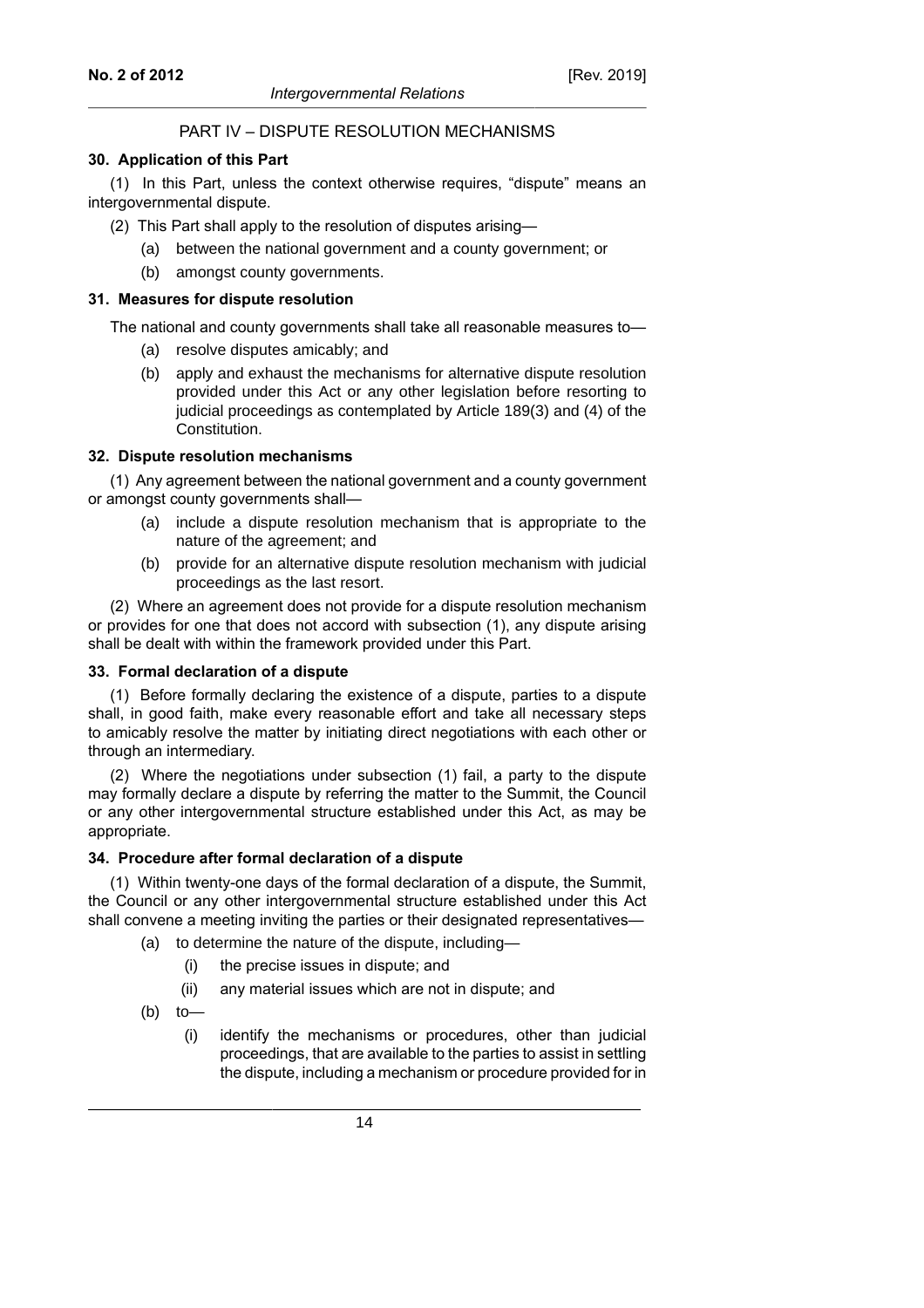## PART IV – DISPUTE RESOLUTION MECHANISMS

### 30. Application of this Part

(1) In this Part, unless the context otherwise requires, "dispute" means an intergovernmental dispute.

(2) This Part shall apply to the resolution of disputes arising—

- (a) between the national government and a county government; or
- (b) amongst county governments.

### 31. Measures for dispute resolution

The national and county governments shall take all reasonable measures to—

- (a) resolve disputes amicably; and
- (b) apply and exhaust the mechanisms for alternative dispute resolution provided under this Act or any other legislation before resorting to judicial proceedings as contemplated by Article 189(3) and (4) of the Constitution.

### 32. Dispute resolution mechanisms

(1) Any agreement between the national government and a county government or amongst county governments shall—

- (a) include a dispute resolution mechanism that is appropriate to the nature of the agreement; and
- (b) provide for an alternative dispute resolution mechanism with judicial proceedings as the last resort.

(2) Where an agreement does not provide for a dispute resolution mechanism or provides for one that does not accord with subsection (1), any dispute arising shall be dealt with within the framework provided under this Part.

### 33. Formal declaration of a dispute

(1) Before formally declaring the existence of a dispute, parties to a dispute shall, in good faith, make every reasonable effort and take all necessary steps to amicably resolve the matter by initiating direct negotiations with each other or through an intermediary.

(2) Where the negotiations under subsection (1) fail, a party to the dispute may formally declare a dispute by referring the matter to the Summit, the Council or any other intergovernmental structure established under this Act, as may be appropriate.

### 34. Procedure after formal declaration of a dispute

(1) Within twenty-one days of the formal declaration of a dispute, the Summit, the Council or any other intergovernmental structure established under this Act shall convene a meeting inviting the parties or their designated representatives—

- (a) to determine the nature of the dispute, including—
  - (i) the precise issues in dispute; and
  - (ii) any material issues which are not in dispute; and
- (b) to—
  - (i) identify the mechanisms or procedures, other than judicial proceedings, that are available to the parties to assist in settling the dispute, including a mechanism or procedure provided for in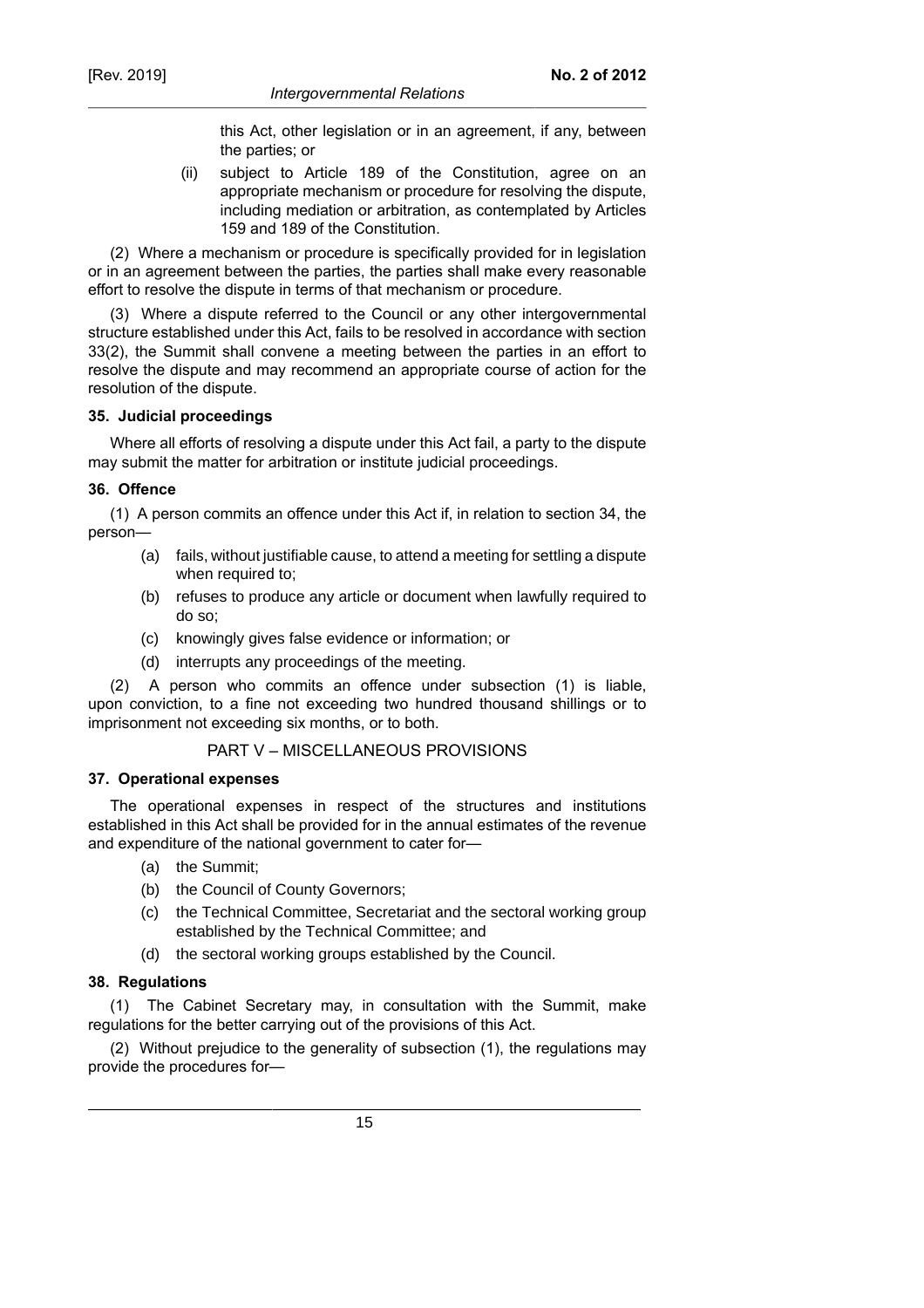this Act, other legislation or in an agreement, if any, between the parties; or

(ii) subject to Article 189 of the Constitution, agree on an appropriate mechanism or procedure for resolving the dispute, including mediation or arbitration, as contemplated by Articles 159 and 189 of the Constitution.

(2) Where a mechanism or procedure is specifically provided for in legislation or in an agreement between the parties, the parties shall make every reasonable effort to resolve the dispute in terms of that mechanism or procedure.

(3) Where a dispute referred to the Council or any other intergovernmental structure established under this Act, fails to be resolved in accordance with section 33(2), the Summit shall convene a meeting between the parties in an effort to resolve the dispute and may recommend an appropriate course of action for the resolution of the dispute.

**35. Judicial proceedings**

Where all efforts of resolving a dispute under this Act fail, a party to the dispute may submit the matter for arbitration or institute judicial proceedings.

**36. Offence**

(1) A person commits an offence under this Act if, in relation to section 34, the person—

(a) fails, without justifiable cause, to attend a meeting for settling a dispute when required to;

(b) refuses to produce any article or document when lawfully required to do so;

(c) knowingly gives false evidence or information; or

(d) interrupts any proceedings of the meeting.

(2) A person who commits an offence under subsection (1) is liable, upon conviction, to a fine not exceeding two hundred thousand shillings or to imprisonment not exceeding six months, or to both.

## PART V – MISCELLANEOUS PROVISIONS

**37. Operational expenses**

The operational expenses in respect of the structures and institutions established in this Act shall be provided for in the annual estimates of the revenue and expenditure of the national government to cater for—

(a) the Summit;

(b) the Council of County Governors;

(c) the Technical Committee, Secretariat and the sectoral working group established by the Technical Committee; and

(d) the sectoral working groups established by the Council.

**38. Regulations**

(1) The Cabinet Secretary may, in consultation with the Summit, make regulations for the better carrying out of the provisions of this Act.

(2) Without prejudice to the generality of subsection (1), the regulations may provide the procedures for—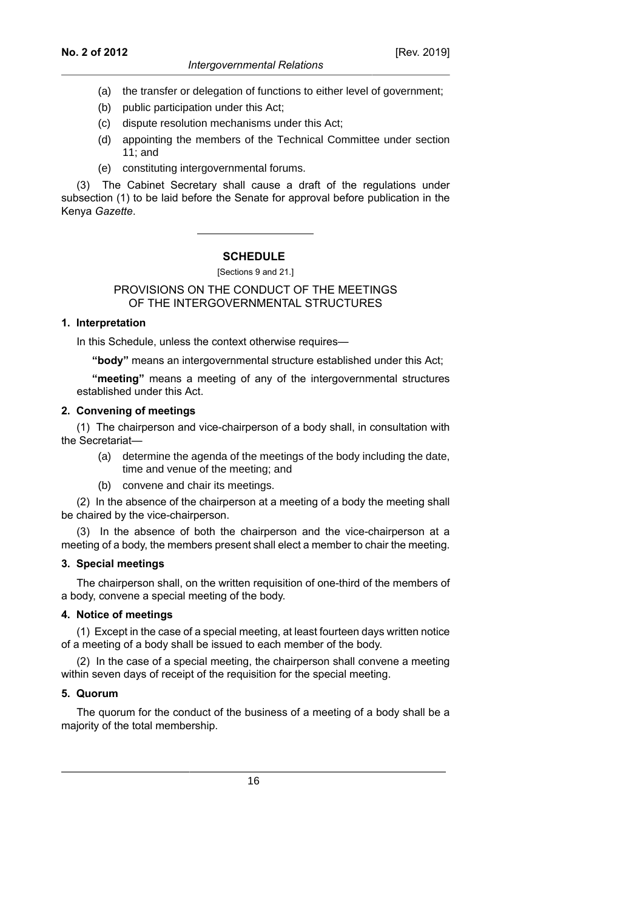(a) the transfer or delegation of functions to either level of government;

(b) public participation under this Act;

(c) dispute resolution mechanisms under this Act;

(d) appointing the members of the Technical Committee under section 11; and

(e) constituting intergovernmental forums.

(3) The Cabinet Secretary shall cause a draft of the regulations under subsection (1) to be laid before the Senate for approval before publication in the Kenya *Gazette*.

---

## SCHEDULE

[Sections 9 and 21.]

### PROVISIONS ON THE CONDUCT OF THE MEETINGS OF THE INTERGOVERNMENTAL STRUCTURES

**1. Interpretation**

In this Schedule, unless the context otherwise requires—

**"body"** means an intergovernmental structure established under this Act;

**"meeting"** means a meeting of any of the intergovernmental structures established under this Act.

**2. Convening of meetings**

(1) The chairperson and vice-chairperson of a body shall, in consultation with the Secretariat—

(a) determine the agenda of the meetings of the body including the date, time and venue of the meeting; and

(b) convene and chair its meetings.

(2) In the absence of the chairperson at a meeting of a body the meeting shall be chaired by the vice-chairperson.

(3) In the absence of both the chairperson and the vice-chairperson at a meeting of a body, the members present shall elect a member to chair the meeting.

**3. Special meetings**

The chairperson shall, on the written requisition of one-third of the members of a body, convene a special meeting of the body.

**4. Notice of meetings**

(1) Except in the case of a special meeting, at least fourteen days written notice of a meeting of a body shall be issued to each member of the body.

(2) In the case of a special meeting, the chairperson shall convene a meeting within seven days of receipt of the requisition for the special meeting.

**5. Quorum**

The quorum for the conduct of the business of a meeting of a body shall be a majority of the total membership.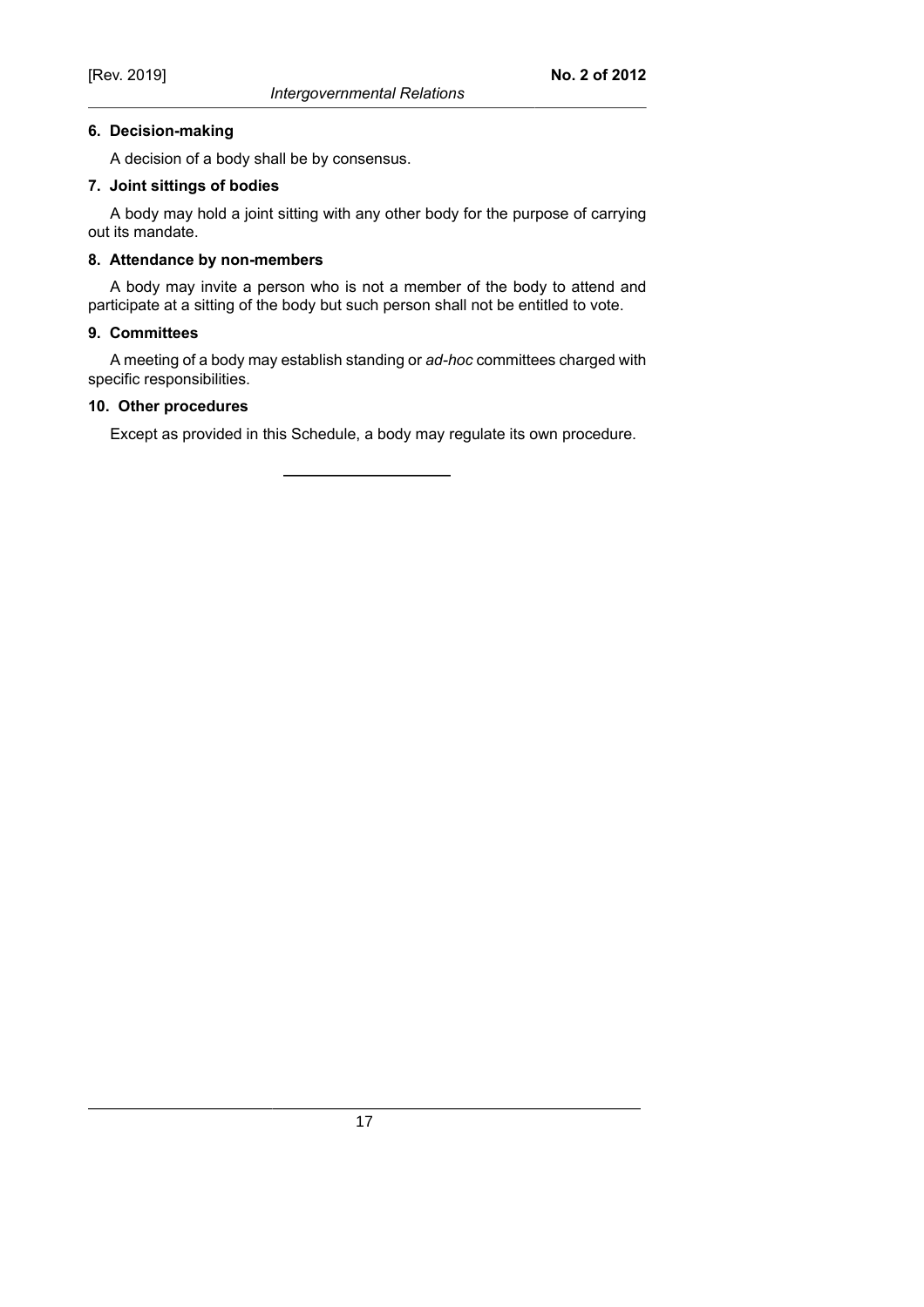**6. Decision-making**

A decision of a body shall be by consensus.

**7. Joint sittings of bodies**

A body may hold a joint sitting with any other body for the purpose of carrying out its mandate.

**8. Attendance by non-members**

A body may invite a person who is not a member of the body to attend and participate at a sitting of the body but such person shall not be entitled to vote.

**9. Committees**

A meeting of a body may establish standing or *ad-hoc* committees charged with specific responsibilities.

**10. Other procedures**

Except as provided in this Schedule, a body may regulate its own procedure.